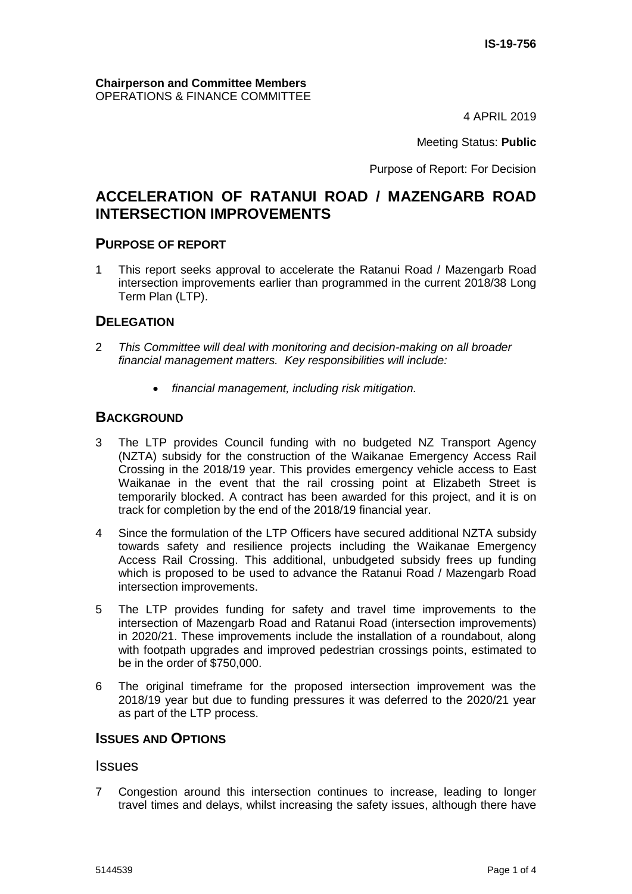IS-19-756

**Chairperson and Committee Members**
OPERATIONS & FINANCE COMMITTEE

4 APRIL 2019

Meeting Status: **Public**

Purpose of Report: For Decision

# ACCELERATION OF RATANUI ROAD / MAZENGARB ROAD INTERSECTION IMPROVEMENTS

## PURPOSE OF REPORT

1 This report seeks approval to accelerate the Ratanui Road / Mazengarb Road intersection improvements earlier than programmed in the current 2018/38 Long Term Plan (LTP).

## DELEGATION

2 *This Committee will deal with monitoring and decision-making on all broader financial management matters. Key responsibilities will include:*

- *financial management, including risk mitigation.*

## BACKGROUND

3 The LTP provides Council funding with no budgeted NZ Transport Agency (NZTA) subsidy for the construction of the Waikanae Emergency Access Rail Crossing in the 2018/19 year. This provides emergency vehicle access to East Waikanae in the event that the rail crossing point at Elizabeth Street is temporarily blocked. A contract has been awarded for this project, and it is on track for completion by the end of the 2018/19 financial year.

4 Since the formulation of the LTP Officers have secured additional NZTA subsidy towards safety and resilience projects including the Waikanae Emergency Access Rail Crossing. This additional, unbudgeted subsidy frees up funding which is proposed to be used to advance the Ratanui Road / Mazengarb Road intersection improvements.

5 The LTP provides funding for safety and travel time improvements to the intersection of Mazengarb Road and Ratanui Road (intersection improvements) in 2020/21. These improvements include the installation of a roundabout, along with footpath upgrades and improved pedestrian crossings points, estimated to be in the order of $750,000.

6 The original timeframe for the proposed intersection improvement was the 2018/19 year but due to funding pressures it was deferred to the 2020/21 year as part of the LTP process.

## ISSUES AND OPTIONS

### Issues

7 Congestion around this intersection continues to increase, leading to longer travel times and delays, whilst increasing the safety issues, although there have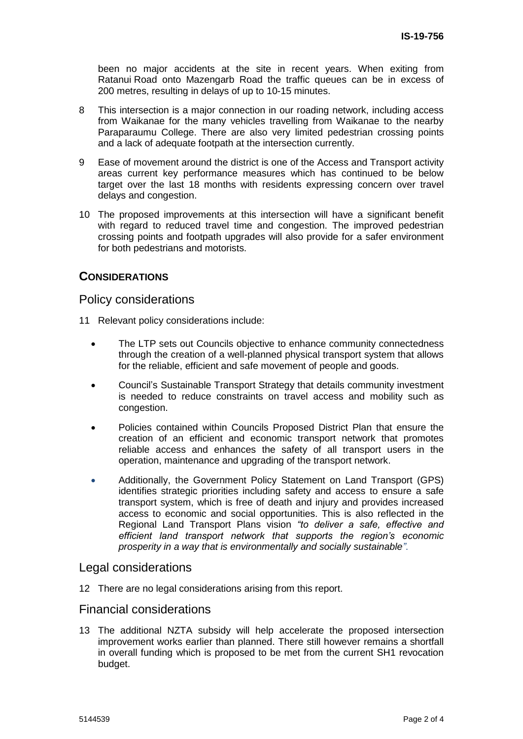been no major accidents at the site in recent years. When exiting from Ratanui Road onto Mazengarb Road the traffic queues can be in excess of 200 metres, resulting in delays of up to 10-15 minutes.

8 This intersection is a major connection in our roading network, including access from Waikanae for the many vehicles travelling from Waikanae to the nearby Paraparaumu College. There are also very limited pedestrian crossing points and a lack of adequate footpath at the intersection currently.

9 Ease of movement around the district is one of the Access and Transport activity areas current key performance measures which has continued to be below target over the last 18 months with residents expressing concern over travel delays and congestion.

10 The proposed improvements at this intersection will have a significant benefit with regard to reduced travel time and congestion. The improved pedestrian crossing points and footpath upgrades will also provide for a safer environment for both pedestrians and motorists.

## CONSIDERATIONS

### Policy considerations

11 Relevant policy considerations include:

- The LTP sets out Councils objective to enhance community connectedness through the creation of a well-planned physical transport system that allows for the reliable, efficient and safe movement of people and goods.
- Council's Sustainable Transport Strategy that details community investment is needed to reduce constraints on travel access and mobility such as congestion.
- Policies contained within Councils Proposed District Plan that ensure the creation of an efficient and economic transport network that promotes reliable access and enhances the safety of all transport users in the operation, maintenance and upgrading of the transport network.
- Additionally, the Government Policy Statement on Land Transport (GPS) identifies strategic priorities including safety and access to ensure a safe transport system, which is free of death and injury and provides increased access to economic and social opportunities. This is also reflected in the Regional Land Transport Plans vision *"to deliver a safe, effective and efficient land transport network that supports the region's economic prosperity in a way that is environmentally and socially sustainable".*

### Legal considerations

12 There are no legal considerations arising from this report.

### Financial considerations

13 The additional NZTA subsidy will help accelerate the proposed intersection improvement works earlier than planned. There still however remains a shortfall in overall funding which is proposed to be met from the current SH1 revocation budget.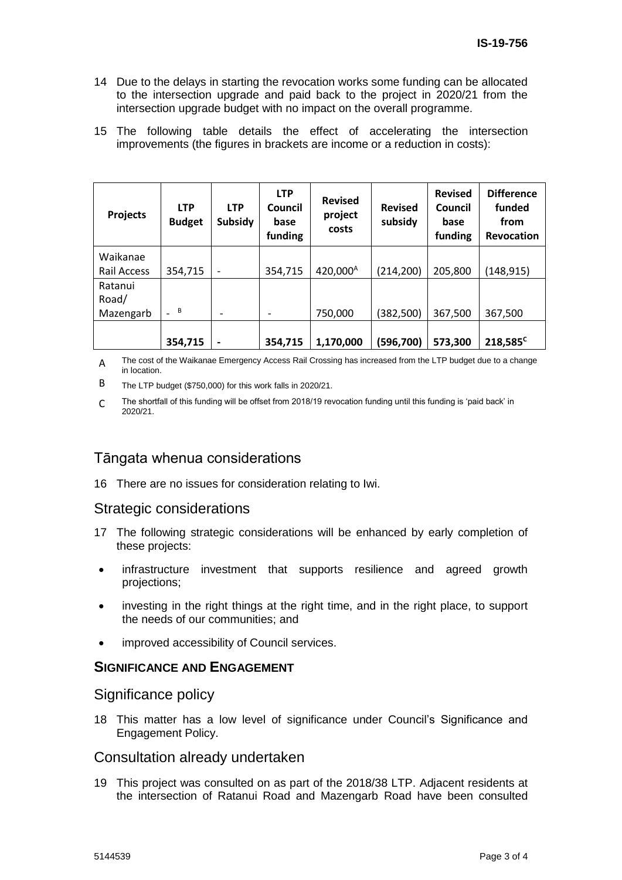14 Due to the delays in starting the revocation works some funding can be allocated to the intersection upgrade and paid back to the project in 2020/21 from the intersection upgrade budget with no impact on the overall programme.

15 The following table details the effect of accelerating the intersection improvements (the figures in brackets are income or a reduction in costs):

| Projects | LTP Budget | LTP Subsidy | LTP Council base funding | Revised project costs | Revised subsidy | Revised Council base funding | Difference funded from Revocation |
|---|---|---|---|---|---|---|---|
| Waikanae Rail Access | 354,715 | - | 354,715 | 420,000[A] | (214,200) | 205,800 | (148,915) |
| Ratanui Road/ Mazengarb | - [B] | - | - | 750,000 | (382,500) | 367,500 | 367,500 |
| | 354,715 | - | 354,715 | 1,170,000 | (596,700) | 573,300 | 218,585[C] |

A The cost of the Waikanae Emergency Access Rail Crossing has increased from the LTP budget due to a change in location.

B The LTP budget ($750,000) for this work falls in 2020/21.

C The shortfall of this funding will be offset from 2018/19 revocation funding until this funding is 'paid back' in 2020/21.

## Tāngata whenua considerations

16 There are no issues for consideration relating to Iwi.

## Strategic considerations

17 The following strategic considerations will be enhanced by early completion of these projects:

- infrastructure investment that supports resilience and agreed growth projections;
- investing in the right things at the right time, and in the right place, to support the needs of our communities; and
- improved accessibility of Council services.

### SIGNIFICANCE AND ENGAGEMENT

## Significance policy

18 This matter has a low level of significance under Council's Significance and Engagement Policy.

## Consultation already undertaken

19 This project was consulted on as part of the 2018/38 LTP. Adjacent residents at the intersection of Ratanui Road and Mazengarb Road have been consulted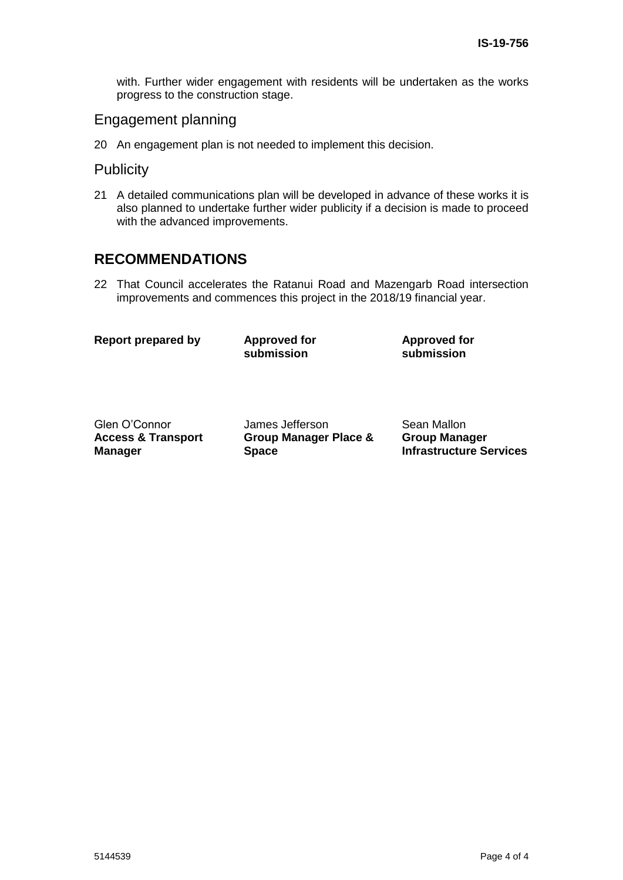with. Further wider engagement with residents will be undertaken as the works progress to the construction stage.

## Engagement planning

20 An engagement plan is not needed to implement this decision.

## Publicity

21 A detailed communications plan will be developed in advance of these works it is also planned to undertake further wider publicity if a decision is made to proceed with the advanced improvements.

# RECOMMENDATIONS

22 That Council accelerates the Ratanui Road and Mazengarb Road intersection improvements and commences this project in the 2018/19 financial year.

| Report prepared by | Approved for submission | Approved for submission |
|---|---|---|
| Glen O'Connor<br>**Access & Transport Manager** | James Jefferson<br>**Group Manager Place & Space** | Sean Mallon<br>**Group Manager Infrastructure Services** |